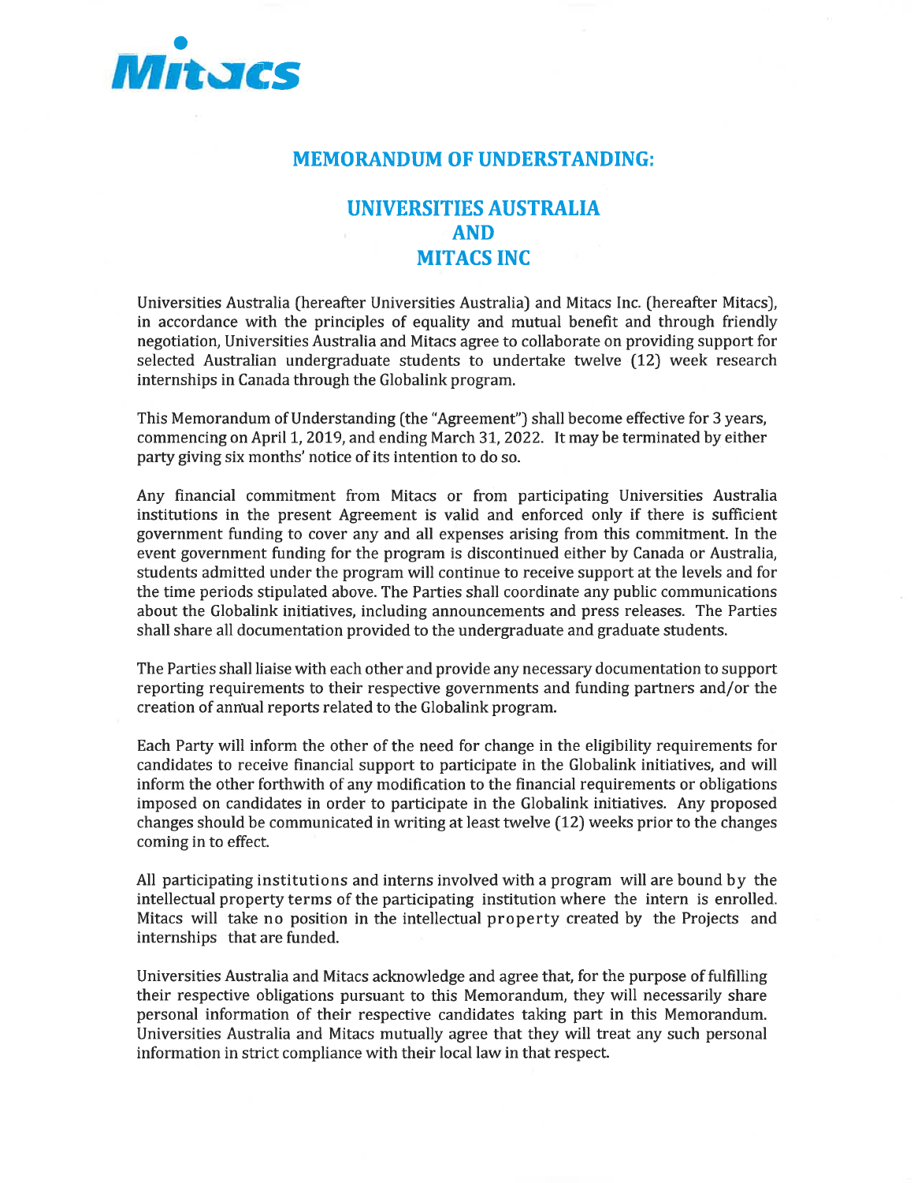Mitacs

# MEMORANDUM OF UNDERSTANDING:

## UNIVERSITIES AUSTRALIA
## AND
## MITACS INC

Universities Australia (hereafter Universities Australia) and Mitacs Inc. (hereafter Mitacs), in accordance with the principles of equality and mutual benefit and through friendly negotiation, Universities Australia and Mitacs agree to collaborate on providing support for selected Australian undergraduate students to undertake twelve (12) week research internships in Canada through the Globalink program.

This Memorandum of Understanding (the "Agreement") shall become effective for 3 years, commencing on April 1, 2019, and ending March 31, 2022. It may be terminated by either party giving six months' notice of its intention to do so.

Any financial commitment from Mitacs or from participating Universities Australia institutions in the present Agreement is valid and enforced only if there is sufficient government funding to cover any and all expenses arising from this commitment. In the event government funding for the program is discontinued either by Canada or Australia, students admitted under the program will continue to receive support at the levels and for the time periods stipulated above. The Parties shall coordinate any public communications about the Globalink initiatives, including announcements and press releases. The Parties shall share all documentation provided to the undergraduate and graduate students.

The Parties shall liaise with each other and provide any necessary documentation to support reporting requirements to their respective governments and funding partners and/or the creation of annual reports related to the Globalink program.

Each Party will inform the other of the need for change in the eligibility requirements for candidates to receive financial support to participate in the Globalink initiatives, and will inform the other forthwith of any modification to the financial requirements or obligations imposed on candidates in order to participate in the Globalink initiatives. Any proposed changes should be communicated in writing at least twelve (12) weeks prior to the changes coming in to effect.

All participating institutions and interns involved with a program will are bound by the intellectual property terms of the participating institution where the intern is enrolled. Mitacs will take no position in the intellectual property created by the Projects and internships that are funded.

Universities Australia and Mitacs acknowledge and agree that, for the purpose of fulfilling their respective obligations pursuant to this Memorandum, they will necessarily share personal information of their respective candidates taking part in this Memorandum. Universities Australia and Mitacs mutually agree that they will treat any such personal information in strict compliance with their local law in that respect.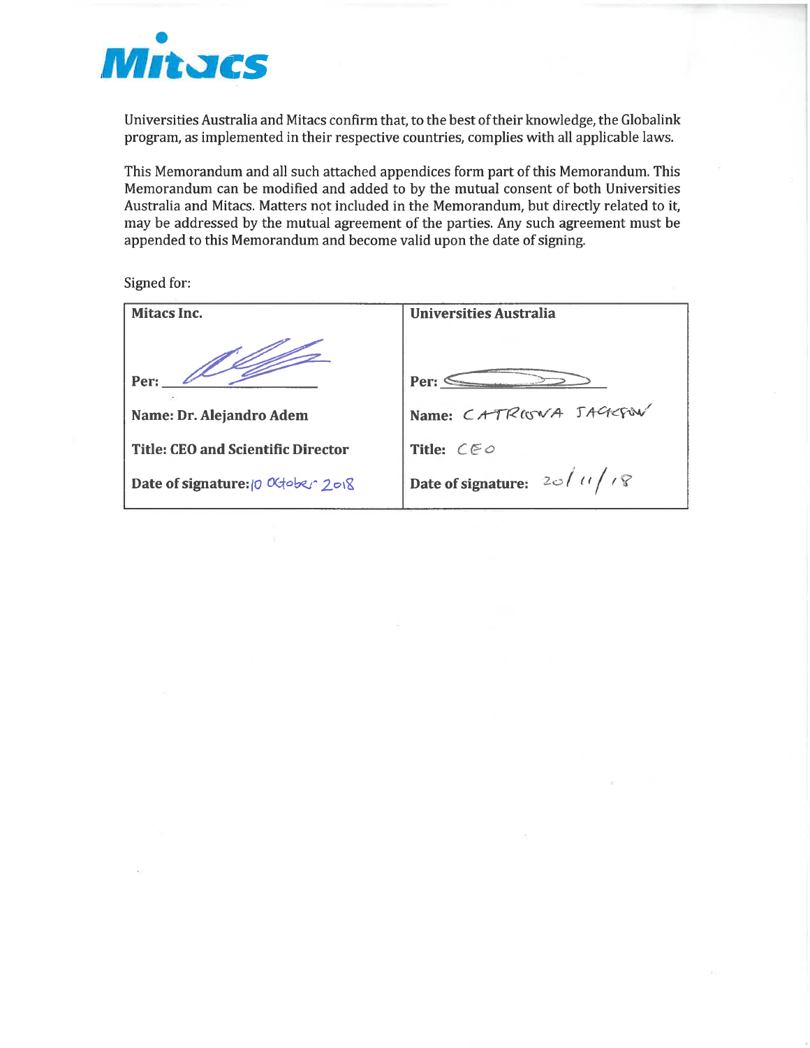Universities Australia and Mitacs confirm that, to the best of their knowledge, the Globalink program, as implemented in their respective countries, complies with all applicable laws.

This Memorandum and all such attached appendices form part of this Memorandum. This Memorandum can be modified and added to by the mutual consent of both Universities Australia and Mitacs. Matters not included in the Memorandum, but directly related to it, may be addressed by the mutual agreement of the parties. Any such agreement must be appended to this Memorandum and become valid upon the date of signing.

Signed for:

| **Mitacs Inc.** | **Universities Australia** |
|---|---|
| **Per:** [signature] | **Per:** [signature] |
| **Name: Dr. Alejandro Adem** | **Name:** CATRIONA JACKSON |
| **Title: CEO and Scientific Director** | **Title:** CEO |
| **Date of signature:** 10 October 2018 | **Date of signature:** 20/11/18 |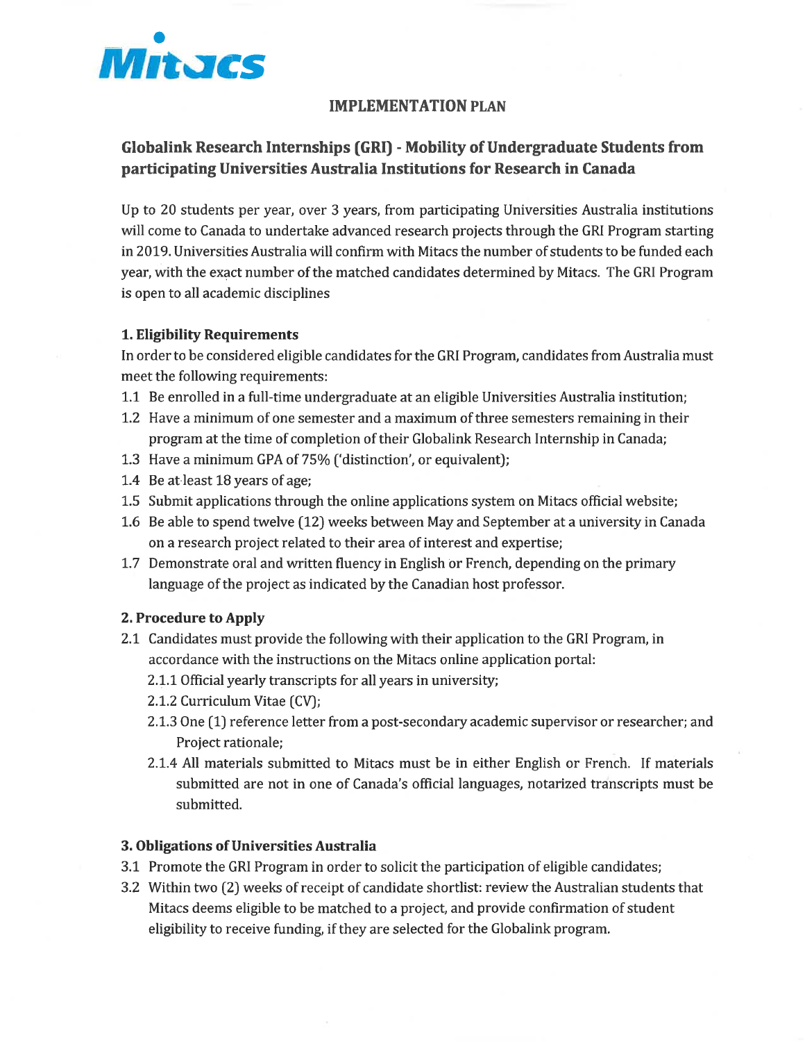Mitacs

## IMPLEMENTATION PLAN

# Globalink Research Internships (GRI) - Mobility of Undergraduate Students from participating Universities Australia Institutions for Research in Canada

Up to 20 students per year, over 3 years, from participating Universities Australia institutions will come to Canada to undertake advanced research projects through the GRI Program starting in 2019. Universities Australia will confirm with Mitacs the number of students to be funded each year, with the exact number of the matched candidates determined by Mitacs. The GRI Program is open to all academic disciplines

### 1. Eligibility Requirements

In order to be considered eligible candidates for the GRI Program, candidates from Australia must meet the following requirements:

1.1 Be enrolled in a full-time undergraduate at an eligible Universities Australia institution;

1.2 Have a minimum of one semester and a maximum of three semesters remaining in their program at the time of completion of their Globalink Research Internship in Canada;

1.3 Have a minimum GPA of 75% ('distinction', or equivalent);

1.4 Be at least 18 years of age;

1.5 Submit applications through the online applications system on Mitacs official website;

1.6 Be able to spend twelve (12) weeks between May and September at a university in Canada on a research project related to their area of interest and expertise;

1.7 Demonstrate oral and written fluency in English or French, depending on the primary language of the project as indicated by the Canadian host professor.

### 2. Procedure to Apply

2.1 Candidates must provide the following with their application to the GRI Program, in accordance with the instructions on the Mitacs online application portal:

2.1.1 Official yearly transcripts for all years in university;

2.1.2 Curriculum Vitae (CV);

2.1.3 One (1) reference letter from a post-secondary academic supervisor or researcher; and Project rationale;

2.1.4 All materials submitted to Mitacs must be in either English or French. If materials submitted are not in one of Canada's official languages, notarized transcripts must be submitted.

### 3. Obligations of Universities Australia

3.1 Promote the GRI Program in order to solicit the participation of eligible candidates;

3.2 Within two (2) weeks of receipt of candidate shortlist: review the Australian students that Mitacs deems eligible to be matched to a project, and provide confirmation of student eligibility to receive funding, if they are selected for the Globalink program.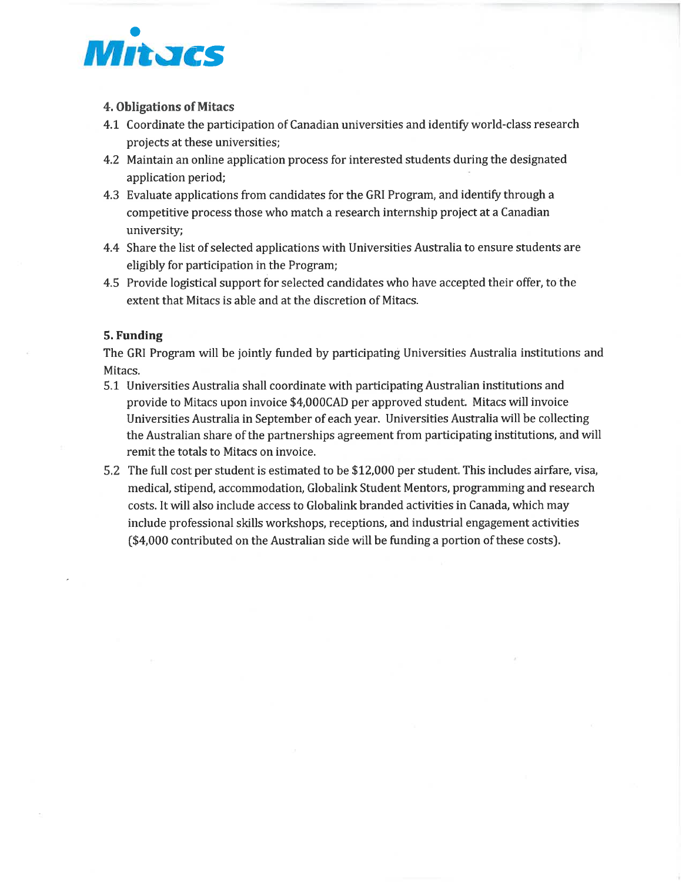Mitacs

### 4. Obligations of Mitacs

4.1 Coordinate the participation of Canadian universities and identify world-class research projects at these universities;

4.2 Maintain an online application process for interested students during the designated application period;

4.3 Evaluate applications from candidates for the GRI Program, and identify through a competitive process those who match a research internship project at a Canadian university;

4.4 Share the list of selected applications with Universities Australia to ensure students are eligibly for participation in the Program;

4.5 Provide logistical support for selected candidates who have accepted their offer, to the extent that Mitacs is able and at the discretion of Mitacs.

### 5. Funding

The GRI Program will be jointly funded by participating Universities Australia institutions and Mitacs.

5.1 Universities Australia shall coordinate with participating Australian institutions and provide to Mitacs upon invoice $4,000CAD per approved student. Mitacs will invoice Universities Australia in September of each year. Universities Australia will be collecting the Australian share of the partnerships agreement from participating institutions, and will remit the totals to Mitacs on invoice.

5.2 The full cost per student is estimated to be $12,000 per student. This includes airfare, visa, medical, stipend, accommodation, Globalink Student Mentors, programming and research costs. It will also include access to Globalink branded activities in Canada, which may include professional skills workshops, receptions, and industrial engagement activities ($4,000 contributed on the Australian side will be funding a portion of these costs).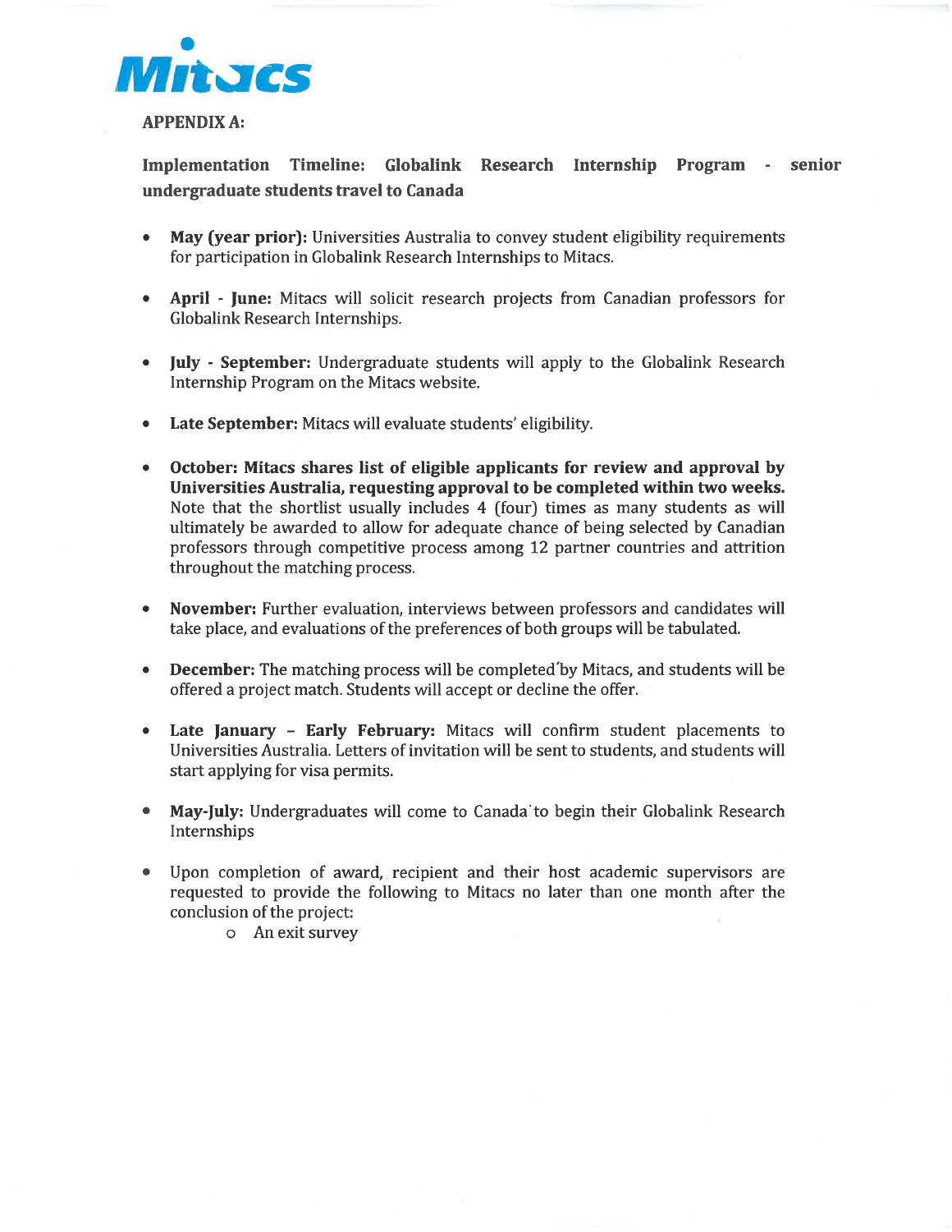Mitacs

**APPENDIX A:**

**Implementation Timeline: Globalink Research Internship Program - senior undergraduate students travel to Canada**

- **May (year prior):** Universities Australia to convey student eligibility requirements for participation in Globalink Research Internships to Mitacs.
- **April - June:** Mitacs will solicit research projects from Canadian professors for Globalink Research Internships.
- **July - September:** Undergraduate students will apply to the Globalink Research Internship Program on the Mitacs website.
- **Late September:** Mitacs will evaluate students' eligibility.
- **October: Mitacs shares list of eligible applicants for review and approval by Universities Australia, requesting approval to be completed within two weeks.** Note that the shortlist usually includes 4 (four) times as many students as will ultimately be awarded to allow for adequate chance of being selected by Canadian professors through competitive process among 12 partner countries and attrition throughout the matching process.
- **November:** Further evaluation, interviews between professors and candidates will take place, and evaluations of the preferences of both groups will be tabulated.
- **December:** The matching process will be completed by Mitacs, and students will be offered a project match. Students will accept or decline the offer.
- **Late January – Early February:** Mitacs will confirm student placements to Universities Australia. Letters of invitation will be sent to students, and students will start applying for visa permits.
- **May-July:** Undergraduates will come to Canada to begin their Globalink Research Internships
- Upon completion of award, recipient and their host academic supervisors are requested to provide the following to Mitacs no later than one month after the conclusion of the project:
  - An exit survey